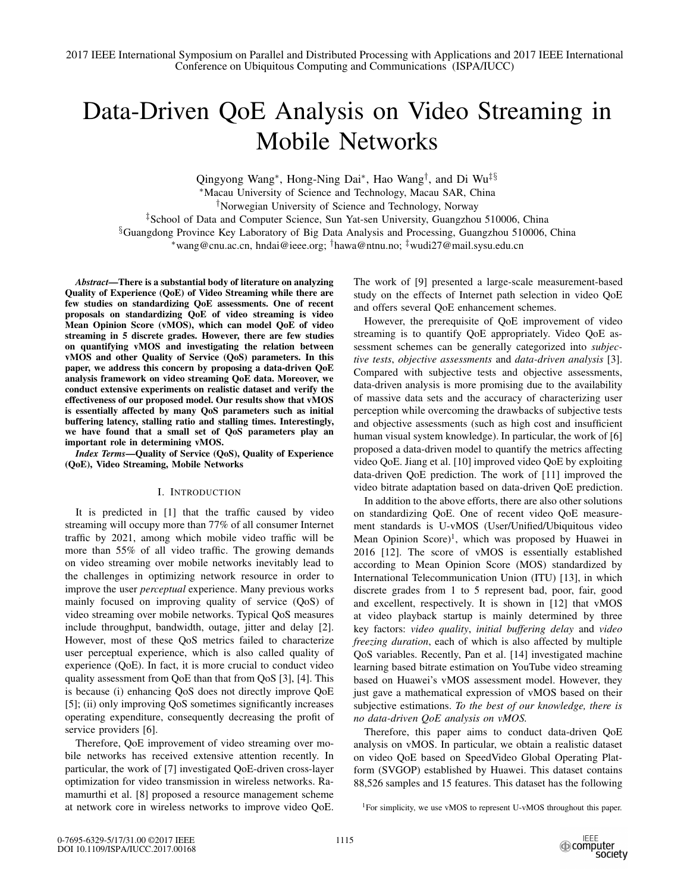# Data-Driven QoE Analysis on Video Streaming in Mobile Networks

Qingyong Wang[*], Hong-Ning Dai[*], Hao Wang[†], and Di Wu[‡§]

[*]Macau University of Science and Technology, Macau SAR, China
[†]Norwegian University of Science and Technology, Norway
[‡]School of Data and Computer Science, Sun Yat-sen University, Guangzhou 510006, China
[§]Guangdong Province Key Laboratory of Big Data Analysis and Processing, Guangzhou 510006, China
[*]wang@cnu.ac.cn, hndai@ieee.org; [†]hawa@ntnu.no; [‡]wudi27@mail.sysu.edu.cn

***Abstract*—There is a substantial body of literature on analyzing Quality of Experience (QoE) of Video Streaming while there are few studies on standardizing QoE assessments. One of recent proposals on standardizing QoE of video streaming is video Mean Opinion Score (vMOS), which can model QoE of video streaming in 5 discrete grades. However, there are few studies on quantifying vMOS and investigating the relation between vMOS and other Quality of Service (QoS) parameters. In this paper, we address this concern by proposing a data-driven QoE analysis framework on video streaming QoE data. Moreover, we conduct extensive experiments on realistic dataset and verify the effectiveness of our proposed model. Our results show that vMOS is essentially affected by many QoS parameters such as initial buffering latency, stalling ratio and stalling times. Interestingly, we have found that a small set of QoS parameters play an important role in determining vMOS.**

***Index Terms*—Quality of Service (QoS), Quality of Experience (QoE), Video Streaming, Mobile Networks**

## I. Introduction

It is predicted in [1] that the traffic caused by video streaming will occupy more than 77% of all consumer Internet traffic by 2021, among which mobile video traffic will be more than 55% of all video traffic. The growing demands on video streaming over mobile networks inevitably lead to the challenges in optimizing network resource in order to improve the user *perceptual* experience. Many previous works mainly focused on improving quality of service (QoS) of video streaming over mobile networks. Typical QoS measures include throughput, bandwidth, outage, jitter and delay [2]. However, most of these QoS metrics failed to characterize user perceptual experience, which is also called quality of experience (QoE). In fact, it is more crucial to conduct video quality assessment from QoE than that from QoS [3], [4]. This is because (i) enhancing QoS does not directly improve QoE [5]; (ii) only improving QoS sometimes significantly increases operating expenditure, consequently decreasing the profit of service providers [6].

Therefore, QoE improvement of video streaming over mobile networks has received extensive attention recently. In particular, the work of [7] investigated QoE-driven cross-layer optimization for video transmission in wireless networks. Ramamurthi et al. [8] proposed a resource management scheme at network core in wireless networks to improve video QoE. The work of [9] presented a large-scale measurement-based study on the effects of Internet path selection in video QoE and offers several QoE enhancement schemes.

However, the prerequisite of QoE improvement of video streaming is to quantify QoE appropriately. Video QoE assessment schemes can be generally categorized into *subjective tests*, *objective assessments* and *data-driven analysis* [3]. Compared with subjective tests and objective assessments, data-driven analysis is more promising due to the availability of massive data sets and the accuracy of characterizing user perception while overcoming the drawbacks of subjective tests and objective assessments (such as high cost and insufficient human visual system knowledge). In particular, the work of [6] proposed a data-driven model to quantify the metrics affecting video QoE. Jiang et al. [10] improved video QoE by exploiting data-driven QoE prediction. The work of [11] improved the video bitrate adaptation based on data-driven QoE prediction.

In addition to the above efforts, there are also other solutions on standardizing QoE. One of recent video QoE measurement standards is U-vMOS (User/Unified/Ubiquitous video Mean Opinion Score)[1], which was proposed by Huawei in 2016 [12]. The score of vMOS is essentially established according to Mean Opinion Score (MOS) standardized by International Telecommunication Union (ITU) [13], in which discrete grades from 1 to 5 represent bad, poor, fair, good and excellent, respectively. It is shown in [12] that vMOS at video playback startup is mainly determined by three key factors: *video quality*, *initial buffering delay* and *video freezing duration*, each of which is also affected by multiple QoS variables. Recently, Pan et al. [14] investigated machine learning based bitrate estimation on YouTube video streaming based on Huawei's vMOS assessment model. However, they just gave a mathematical expression of vMOS based on their subjective estimations. *To the best of our knowledge, there is no data-driven QoE analysis on vMOS.*

Therefore, this paper aims to conduct data-driven QoE analysis on vMOS. In particular, we obtain a realistic dataset on video QoE based on SpeedVideo Global Operating Platform (SVGOP) established by Huawei. This dataset contains 88,526 samples and 15 features. This dataset has the following

[1]For simplicity, we use vMOS to represent U-vMOS throughout this paper.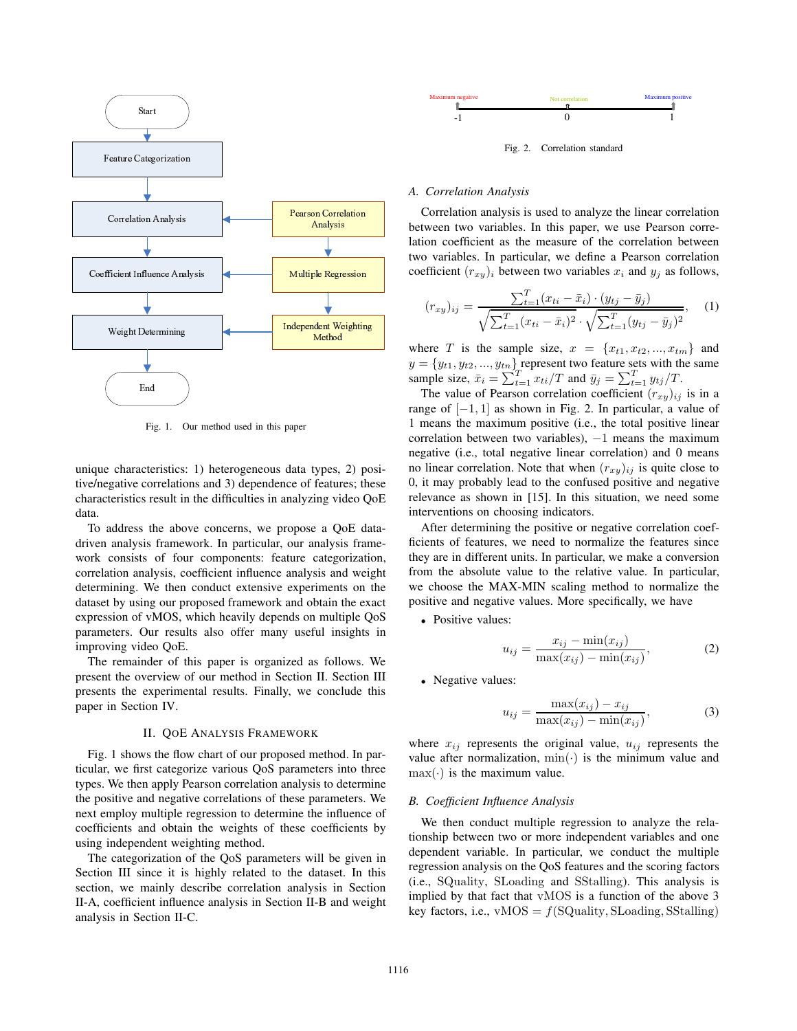Fig. 1. Our method used in this paper

unique characteristics: 1) heterogeneous data types, 2) positive/negative correlations and 3) dependence of features; these characteristics result in the difficulties in analyzing video QoE data.

To address the above concerns, we propose a QoE data-driven analysis framework. In particular, our analysis framework consists of four components: feature categorization, correlation analysis, coefficient influence analysis and weight determining. We then conduct extensive experiments on the dataset by using our proposed framework and obtain the exact expression of vMOS, which heavily depends on multiple QoS parameters. Our results also offer many useful insights in improving video QoE.

The remainder of this paper is organized as follows. We present the overview of our method in Section II. Section III presents the experimental results. Finally, we conclude this paper in Section IV.

## II. QoE Analysis Framework

Fig. 1 shows the flow chart of our proposed method. In particular, we first categorize various QoS parameters into three types. We then apply Pearson correlation analysis to determine the positive and negative correlations of these parameters. We next employ multiple regression to determine the influence of coefficients and obtain the weights of these coefficients by using independent weighting method.

The categorization of the QoS parameters will be given in Section III since it is highly related to the dataset. In this section, we mainly describe correlation analysis in Section II-A, coefficient influence analysis in Section II-B and weight analysis in Section II-C.

Fig. 2. Correlation standard

### A. Correlation Analysis

Correlation analysis is used to analyze the linear correlation between two variables. In this paper, we use Pearson correlation coefficient as the measure of the correlation between two variables. In particular, we define a Pearson correlation coefficient $(r_{xy})_i$ between two variables $x_i$ and $y_j$ as follows,

$$(r_{xy})_{ij} = \frac{\sum_{t=1}^{T}(x_{ti} - \bar{x}_i) \cdot (y_{tj} - \bar{y}_j)}{\sqrt{\sum_{t=1}^{T}(x_{ti} - \bar{x}_i)^2} \cdot \sqrt{\sum_{t=1}^{T}(y_{tj} - \bar{y}_j)^2}}, \quad (1)$$

where $T$ is the sample size, $x = \{x_{t1}, x_{t2}, ..., x_{tm}\}$ and $y = \{y_{t1}, y_{t2}, ..., y_{tn}\}$ represent two feature sets with the same sample size, $\bar{x}_i = \sum_{t=1}^{T} x_{ti}/T$ and $\bar{y}_j = \sum_{t=1}^{T} y_{tj}/T$.

The value of Pearson correlation coefficient $(r_{xy})_{ij}$ is in a range of $[-1, 1]$ as shown in Fig. 2. In particular, a value of 1 means the maximum positive (i.e., the total positive linear correlation between two variables), $-1$ means the maximum negative (i.e., total negative linear correlation) and 0 means no linear correlation. Note that when $(r_{xy})_{ij}$ is quite close to 0, it may probably lead to the confused positive and negative relevance as shown in [15]. In this situation, we need some interventions on choosing indicators.

After determining the positive or negative correlation coefficients of features, we need to normalize the features since they are in different units. In particular, we make a conversion from the absolute value to the relative value. In particular, we choose the MAX-MIN scaling method to normalize the positive and negative values. More specifically, we have

- Positive values:

$$u_{ij} = \frac{x_{ij} - \min(x_{ij})}{\max(x_{ij}) - \min(x_{ij})}, \quad (2)$$

- Negative values:

$$u_{ij} = \frac{\max(x_{ij}) - x_{ij}}{\max(x_{ij}) - \min(x_{ij})}, \quad (3)$$

where $x_{ij}$ represents the original value, $u_{ij}$ represents the value after normalization, $\min(\cdot)$ is the minimum value and $\max(\cdot)$ is the maximum value.

### B. Coefficient Influence Analysis

We then conduct multiple regression to analyze the relationship between two or more independent variables and one dependent variable. In particular, we conduct the multiple regression analysis on the QoS features and the scoring factors (i.e., $\text{SQuality}$, $\text{SLoading}$ and $\text{SStalling}$). This analysis is implied by that fact that vMOS is a function of the above 3 key factors, i.e., $\text{vMOS} = f(\text{SQuality}, \text{SLoading}, \text{SStalling})$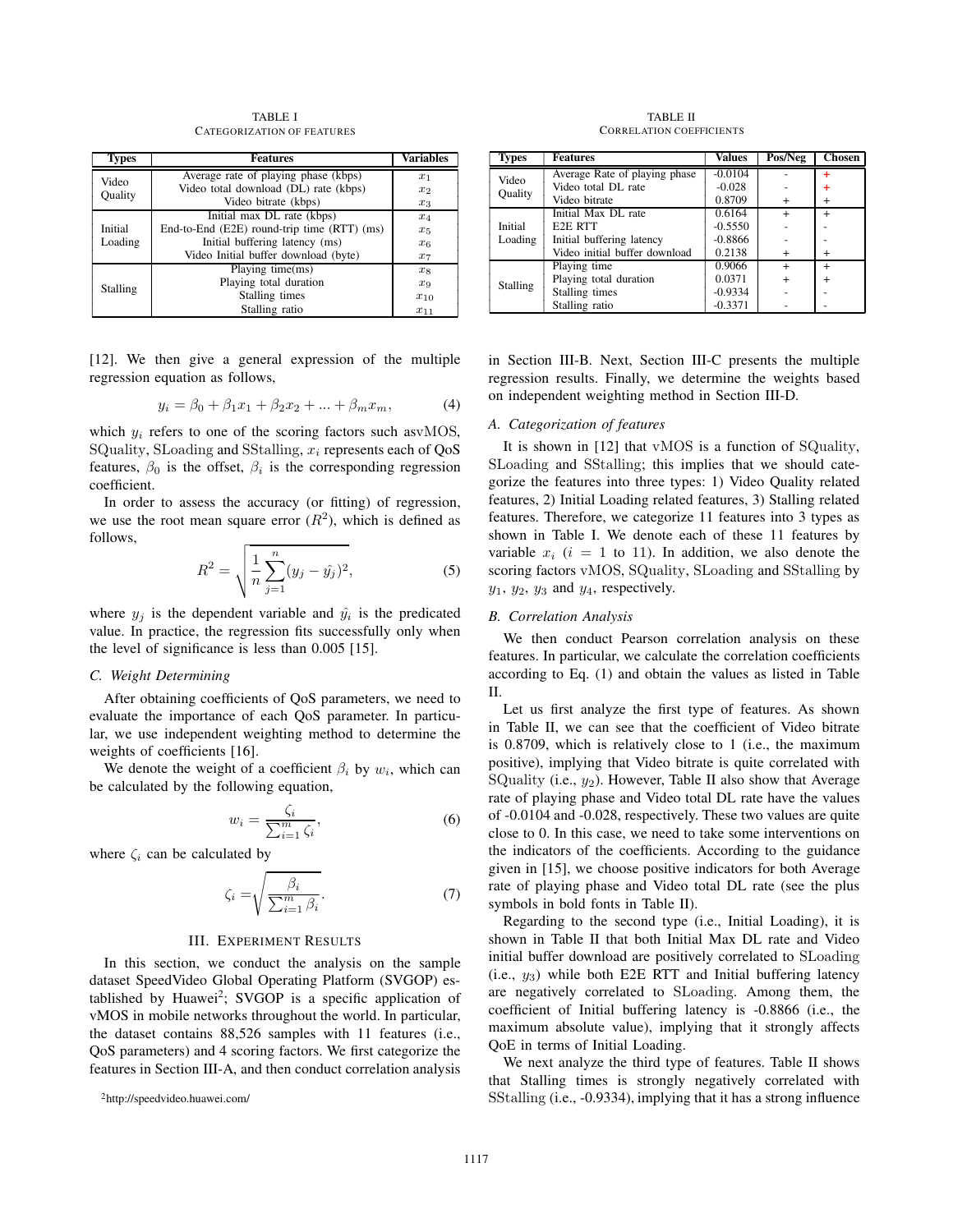TABLE I
CATEGORIZATION OF FEATURES

| Types | Features | Variables |
|---|---|---|
| Video Quality | Average rate of playing phase (kbps) | $x_1$ |
| | Video total download (DL) rate (kbps) | $x_2$ |
| | Video bitrate (kbps) | $x_3$ |
| Initial Loading | Initial max DL rate (kbps) | $x_4$ |
| | End-to-End (E2E) round-trip time (RTT) (ms) | $x_5$ |
| | Initial buffering latency (ms) | $x_6$ |
| | Video Initial buffer download (byte) | $x_7$ |
| Stalling | Playing time(ms) | $x_8$ |
| | Playing total duration | $x_9$ |
| | Stalling times | $x_{10}$ |
| | Stalling ratio | $x_{11}$ |

[12]. We then give a general expression of the multiple regression equation as follows,

$$y_i = \beta_0 + \beta_1 x_1 + \beta_2 x_2 + ... + \beta_m x_m, \tag{4}$$

which $y_i$ refers to one of the scoring factors such as$\mathrm{vMOS}$, $\mathrm{SQuality}$, $\mathrm{SLoading}$ and $\mathrm{SStalling}$, $x_i$ represents each of QoS features, $\beta_0$ is the offset, $\beta_i$ is the corresponding regression coefficient.

In order to assess the accuracy (or fitting) of regression, we use the root mean square error ($R^2$), which is defined as follows,

$$R^2 = \sqrt{\frac{1}{n}\sum_{j=1}^{n}(y_j - \hat{y_j})^2}, \tag{5}$$

where $y_j$ is the dependent variable and $\hat{y_i}$ is the predicated value. In practice, the regression fits successfully only when the level of significance is less than 0.005 [15].

### C. Weight Determining

After obtaining coefficients of QoS parameters, we need to evaluate the importance of each QoS parameter. In particular, we use independent weighting method to determine the weights of coefficients [16].

We denote the weight of a coefficient $\beta_i$ by $w_i$, which can be calculated by the following equation,

$$w_i = \frac{\zeta_i}{\sum_{i=1}^{m}\zeta_i}, \tag{6}$$

where $\zeta_i$ can be calculated by

$$\zeta_i = \sqrt{\frac{\beta_i}{\sum_{i=1}^{m}\beta_i}}. \tag{7}$$

## III. Experiment Results

In this section, we conduct the analysis on the sample dataset SpeedVideo Global Operating Platform (SVGOP) established by Huawei[2]; SVGOP is a specific application of vMOS in mobile networks throughout the world. In particular, the dataset contains 88,526 samples with 11 features (i.e., QoS parameters) and 4 scoring factors. We first categorize the features in Section III-A, and then conduct correlation analysis in Section III-B. Next, Section III-C presents the multiple regression results. Finally, we determine the weights based on independent weighting method in Section III-D.

[2] http://speedvideo.huawei.com/

TABLE II
CORRELATION COEFFICIENTS

| Types | Features | Values | Pos/Neg | Chosen |
|---|---|---|---|---|
| Video Quality | Average Rate of playing phase | -0.0104 | - | **+** |
| | Video total DL rate | -0.028 | - | **+** |
| | Video bitrate | 0.8709 | + | + |
| Initial Loading | Initial Max DL rate | 0.6164 | + | + |
| | E2E RTT | -0.5550 | - | - |
| | Initial buffering latency | -0.8866 | - | - |
| | Video initial buffer download | 0.2138 | + | + |
| Stalling | Playing time | 0.9066 | + | + |
| | Playing total duration | 0.0371 | + | + |
| | Stalling times | -0.9334 | - | - |
| | Stalling ratio | -0.3371 | - | - |

### A. Categorization of features

It is shown in [12] that $\mathrm{vMOS}$ is a function of $\mathrm{SQuality}$, $\mathrm{SLoading}$ and $\mathrm{SStalling}$; this implies that we should categorize the features into three types: 1) Video Quality related features, 2) Initial Loading related features, 3) Stalling related features. Therefore, we categorize 11 features into 3 types as shown in Table I. We denote each of these 11 features by variable $x_i$ ($i = 1$ to 11). In addition, we also denote the scoring factors $\mathrm{vMOS}$, $\mathrm{SQuality}$, $\mathrm{SLoading}$ and $\mathrm{SStalling}$ by $y_1$, $y_2$, $y_3$ and $y_4$, respectively.

### B. Correlation Analysis

We then conduct Pearson correlation analysis on these features. In particular, we calculate the correlation coefficients according to Eq. (1) and obtain the values as listed in Table II.

Let us first analyze the first type of features. As shown in Table II, we can see that the coefficient of Video bitrate is 0.8709, which is relatively close to 1 (i.e., the maximum positive), implying that Video bitrate is quite correlated with $\mathrm{SQuality}$ (i.e., $y_2$). However, Table II also show that Average rate of playing phase and Video total DL rate have the values of -0.0104 and -0.028, respectively. These two values are quite close to 0. In this case, we need to take some interventions on the indicators of the coefficients. According to the guidance given in [15], we choose positive indicators for both Average rate of playing phase and Video total DL rate (see the plus symbols in bold fonts in Table II).

Regarding to the second type (i.e., Initial Loading), it is shown in Table II that both Initial Max DL rate and Video initial buffer download are positively correlated to $\mathrm{SLoading}$ (i.e., $y_3$) while both E2E RTT and Initial buffering latency are negatively correlated to $\mathrm{SLoading}$. Among them, the coefficient of Initial buffering latency is -0.8866 (i.e., the maximum absolute value), implying that it strongly affects QoE in terms of Initial Loading.

We next analyze the third type of features. Table II shows that Stalling times is strongly negatively correlated with $\mathrm{SStalling}$ (i.e., -0.9334), implying that it has a strong influence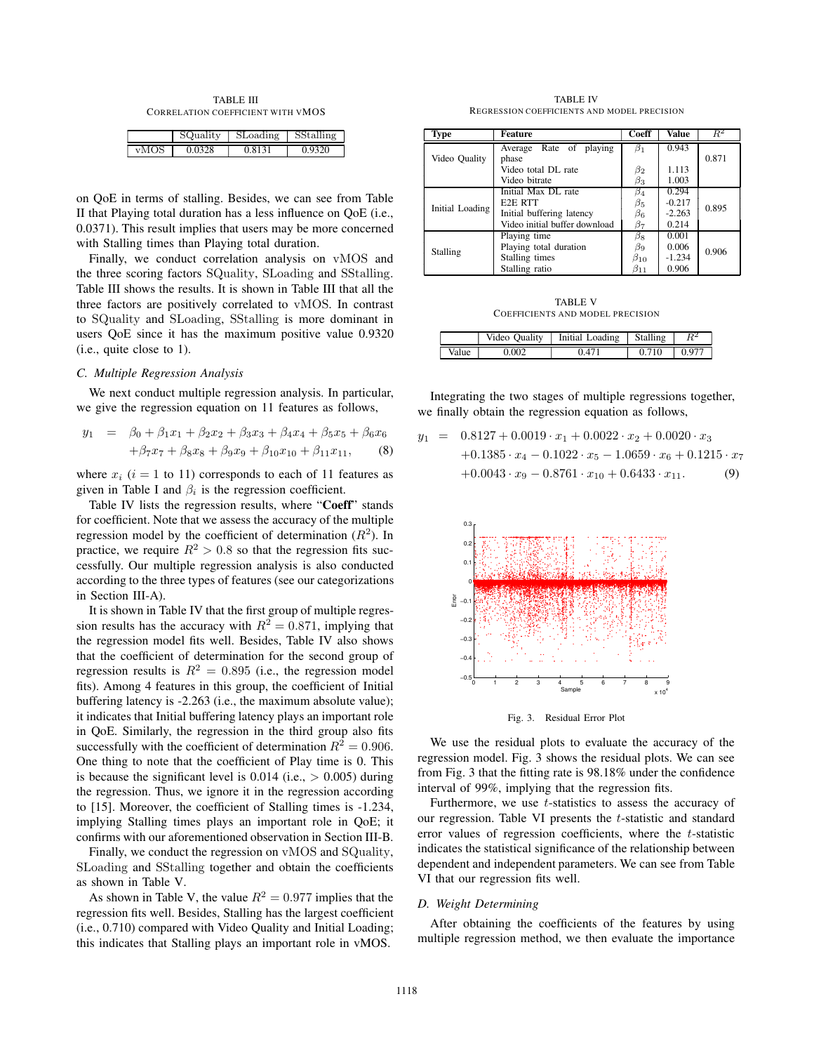TABLE III
CORRELATION COEFFICIENT WITH VMOS

| | SQuality | SLoading | SStalling |
|---|---|---|---|
| vMOS | 0.0328 | 0.8131 | 0.9320 |

on QoE in terms of stalling. Besides, we can see from Table II that Playing total duration has a less influence on QoE (i.e., 0.0371). This result implies that users may be more concerned with Stalling times than Playing total duration.

Finally, we conduct correlation analysis on vMOS and the three scoring factors SQuality, SLoading and SStalling. Table III shows the results. It is shown in Table III that all the three factors are positively correlated to vMOS. In contrast to SQuality and SLoading, SStalling is more dominant in users QoE since it has the maximum positive value 0.9320 (i.e., quite close to 1).

### C. Multiple Regression Analysis

We next conduct multiple regression analysis. In particular, we give the regression equation on 11 features as follows,

$$y_1 = \beta_0 + \beta_1 x_1 + \beta_2 x_2 + \beta_3 x_3 + \beta_4 x_4 + \beta_5 x_5 + \beta_6 x_6 + \beta_7 x_7 + \beta_8 x_8 + \beta_9 x_9 + \beta_{10} x_{10} + \beta_{11} x_{11}, \quad (8)$$

where $x_i$ ($i = 1$ to 11) corresponds to each of 11 features as given in Table I and $\beta_i$ is the regression coefficient.

Table IV lists the regression results, where "**Coeff**" stands for coefficient. Note that we assess the accuracy of the multiple regression model by the coefficient of determination ($R^2$). In practice, we require $R^2 > 0.8$ so that the regression fits successfully. Our multiple regression analysis is also conducted according to the three types of features (see our categorizations in Section III-A).

It is shown in Table IV that the first group of multiple regression results has the accuracy with $R^2 = 0.871$, implying that the regression model fits well. Besides, Table IV also shows that the coefficient of determination for the second group of regression results is $R^2 = 0.895$ (i.e., the regression model fits). Among 4 features in this group, the coefficient of Initial buffering latency is -2.263 (i.e., the maximum absolute value); it indicates that Initial buffering latency plays an important role in QoE. Similarly, the regression in the third group also fits successfully with the coefficient of determination $R^2 = 0.906$. One thing to note that the coefficient of Play time is 0. This is because the significant level is 0.014 (i.e., > 0.005) during the regression. Thus, we ignore it in the regression according to [15]. Moreover, the coefficient of Stalling times is -1.234, implying Stalling times plays an important role in QoE; it confirms with our aforementioned observation in Section III-B.

Finally, we conduct the regression on vMOS and SQuality, SLoading and SStalling together and obtain the coefficients as shown in Table V.

As shown in Table V, the value $R^2 = 0.977$ implies that the regression fits well. Besides, Stalling has the largest coefficient (i.e., 0.710) compared with Video Quality and Initial Loading; this indicates that Stalling plays an important role in vMOS.

TABLE IV
REGRESSION COEFFICIENTS AND MODEL PRECISION

| Type | Feature | Coeff | Value | $R^2$ |
|---|---|---|---|---|
| Video Quality | Average Rate of playing phase | $\beta_1$ | 0.943 | 0.871 |
| | Video total DL rate | $\beta_2$ | 1.113 | |
| | Video bitrate | $\beta_3$ | 1.003 | |
| Initial Loading | Initial Max DL rate | $\beta_4$ | 0.294 | 0.895 |
| | E2E RTT | $\beta_5$ | -0.217 | |
| | Initial buffering latency | $\beta_6$ | -2.263 | |
| | Video initial buffer download | $\beta_7$ | 0.214 | |
| Stalling | Playing time | $\beta_8$ | 0.001 | 0.906 |
| | Playing total duration | $\beta_9$ | 0.006 | |
| | Stalling times | $\beta_{10}$ | -1.234 | |
| | Stalling ratio | $\beta_{11}$ | 0.906 | |

TABLE V
COEFFICIENTS AND MODEL PRECISION

| | Video Quality | Initial Loading | Stalling | $R^2$ |
|---|---|---|---|---|
| Value | 0.002 | 0.471 | 0.710 | 0.977 |

Integrating the two stages of multiple regressions together, we finally obtain the regression equation as follows,

$$y_1 = 0.8127 + 0.0019 \cdot x_1 + 0.0022 \cdot x_2 + 0.0020 \cdot x_3 + 0.1385 \cdot x_4 - 0.1022 \cdot x_5 - 1.0659 \cdot x_6 + 0.1215 \cdot x_7 + 0.0043 \cdot x_9 - 0.8761 \cdot x_{10} + 0.6433 \cdot x_{11}. \quad (9)$$

Fig. 3. Residual Error Plot

We use the residual plots to evaluate the accuracy of the regression model. Fig. 3 shows the residual plots. We can see from Fig. 3 that the fitting rate is 98.18% under the confidence interval of 99%, implying that the regression fits.

Furthermore, we use $t$-statistics to assess the accuracy of our regression. Table VI presents the $t$-statistic and standard error values of regression coefficients, where the $t$-statistic indicates the statistical significance of the relationship between dependent and independent parameters. We can see from Table VI that our regression fits well.

### D. Weight Determining

After obtaining the coefficients of the features by using multiple regression method, we then evaluate the importance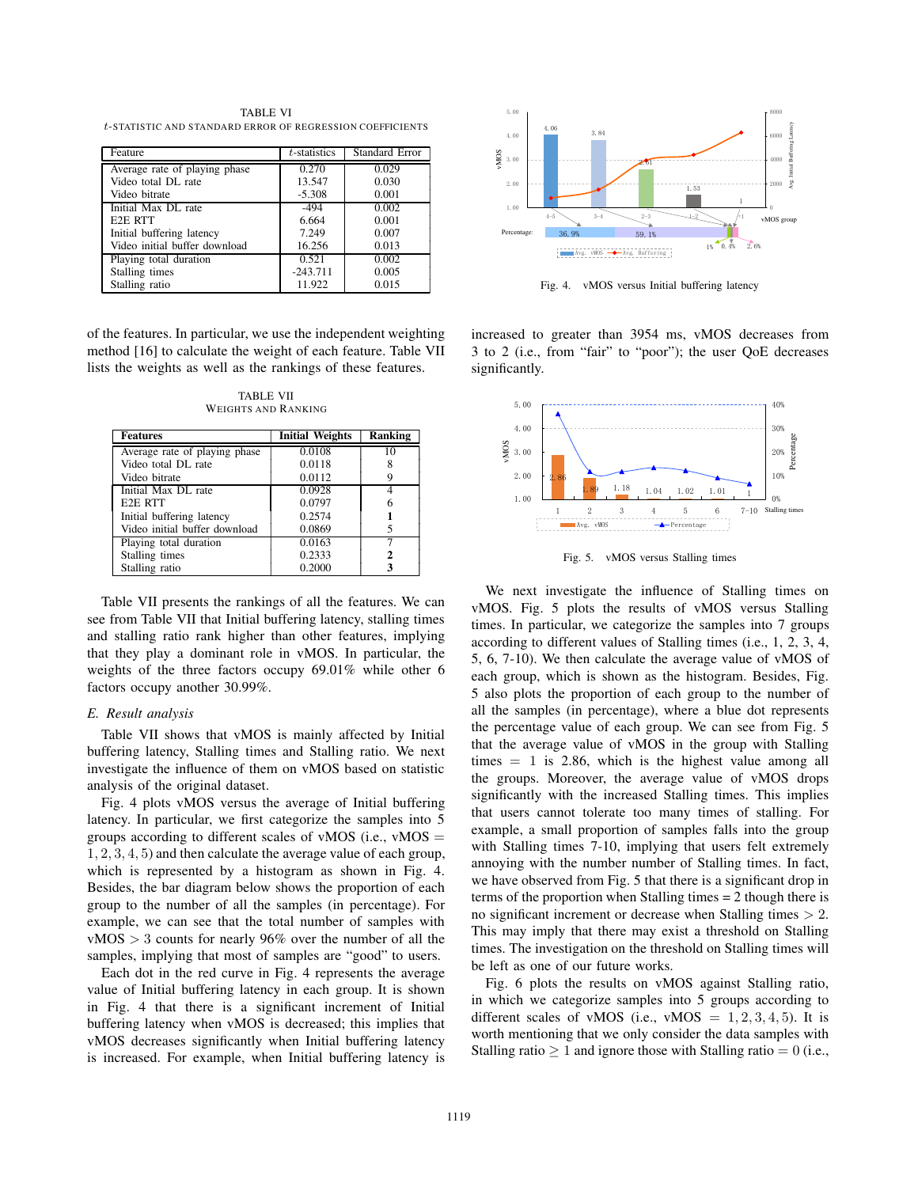TABLE VI

$t$-STATISTIC AND STANDARD ERROR OF REGRESSION COEFFICIENTS

| Feature | $t$-statistics | Standard Error |
|---|---|---|
| Average rate of playing phase | 0.270 | 0.029 |
| Video total DL rate | 13.547 | 0.030 |
| Video bitrate | -5.308 | 0.001 |
| Initial Max DL rate | -494 | 0.002 |
| E2E RTT | 6.664 | 0.001 |
| Initial buffering latency | 7.249 | 0.007 |
| Video initial buffer download | 16.256 | 0.013 |
| Playing total duration | 0.521 | 0.002 |
| Stalling times | -243.711 | 0.005 |
| Stalling ratio | 11.922 | 0.015 |

of the features. In particular, we use the independent weighting method [16] to calculate the weight of each feature. Table VII lists the weights as well as the rankings of these features.

TABLE VII

WEIGHTS AND RANKING

| Features | Initial Weights | Ranking |
|---|---|---|
| Average rate of playing phase | 0.0108 | 10 |
| Video total DL rate | 0.0118 | 8 |
| Video bitrate | 0.0112 | 9 |
| Initial Max DL rate | 0.0928 | 4 |
| E2E RTT | 0.0797 | 6 |
| Initial buffering latency | 0.2574 | **1** |
| Video initial buffer download | 0.0869 | 5 |
| Playing total duration | 0.0163 | 7 |
| Stalling times | 0.2333 | **2** |
| Stalling ratio | 0.2000 | **3** |

Table VII presents the rankings of all the features. We can see from Table VII that Initial buffering latency, stalling times and stalling ratio rank higher than other features, implying that they play a dominant role in vMOS. In particular, the weights of the three factors occupy 69.01% while other 6 factors occupy another 30.99%.

## E. Result analysis

Table VII shows that vMOS is mainly affected by Initial buffering latency, Stalling times and Stalling ratio. We next investigate the influence of them on vMOS based on statistic analysis of the original dataset.

Fig. 4 plots vMOS versus the average of Initial buffering latency. In particular, we first categorize the samples into 5 groups according to different scales of vMOS (i.e., vMOS = $1, 2, 3, 4, 5$) and then calculate the average value of each group, which is represented by a histogram as shown in Fig. 4. Besides, the bar diagram below shows the proportion of each group to the number of all the samples (in percentage). For example, we can see that the total number of samples with vMOS $> 3$ counts for nearly 96% over the number of all the samples, implying that most of samples are "good" to users.

Each dot in the red curve in Fig. 4 represents the average value of Initial buffering latency in each group. It is shown in Fig. 4 that there is a significant increment of Initial buffering latency when vMOS is decreased; this implies that vMOS decreases significantly when Initial buffering latency is increased. For example, when Initial buffering latency is

Fig. 4. vMOS versus Initial buffering latency

increased to greater than 3954 ms, vMOS decreases from 3 to 2 (i.e., from "fair" to "poor"); the user QoE decreases significantly.

Fig. 5. vMOS versus Stalling times

We next investigate the influence of Stalling times on vMOS. Fig. 5 plots the results of vMOS versus Stalling times. In particular, we categorize the samples into 7 groups according to different values of Stalling times (i.e., 1, 2, 3, 4, 5, 6, 7-10). We then calculate the average value of vMOS of each group, which is shown as the histogram. Besides, Fig. 5 also plots the proportion of each group to the number of all the samples (in percentage), where a blue dot represents the percentage value of each group. We can see from Fig. 5 that the average value of vMOS in the group with Stalling times = 1 is 2.86, which is the highest value among all the groups. Moreover, the average value of vMOS drops significantly with the increased Stalling times. This implies that users cannot tolerate too many times of stalling. For example, a small proportion of samples falls into the group with Stalling times 7-10, implying that users felt extremely annoying with the number number of Stalling times. In fact, we have observed from Fig. 5 that there is a significant drop in terms of the proportion when Stalling times = 2 though there is no significant increment or decrease when Stalling times $> 2$. This may imply that there may exist a threshold on Stalling times. The investigation on the threshold on Stalling times will be left as one of our future works.

Fig. 6 plots the results on vMOS against Stalling ratio, in which we categorize samples into 5 groups according to different scales of vMOS (i.e., vMOS $= 1, 2, 3, 4, 5$). It is worth mentioning that we only consider the data samples with Stalling ratio $\geq 1$ and ignore those with Stalling ratio $= 0$ (i.e.,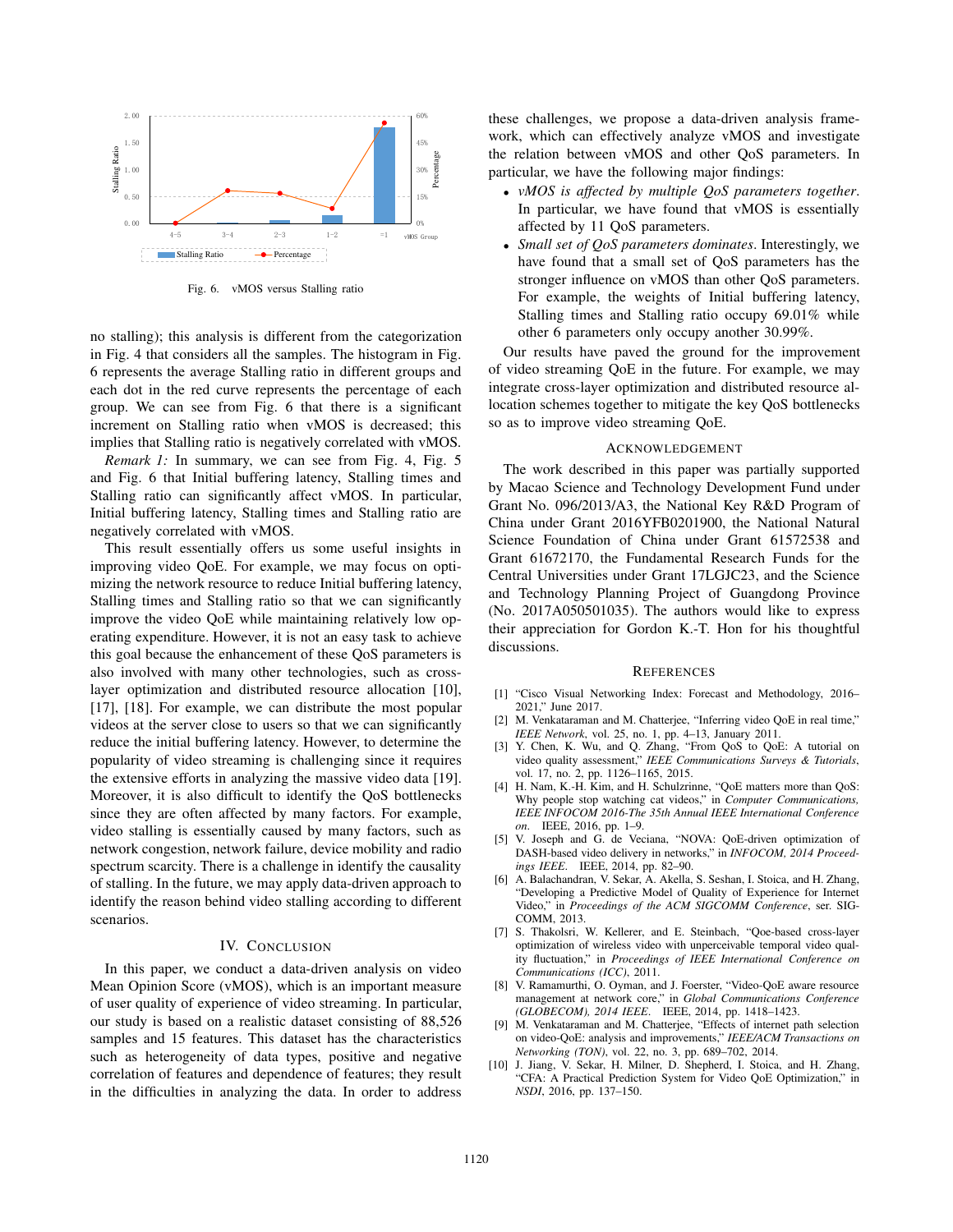Fig. 6. vMOS versus Stalling ratio

no stalling); this analysis is different from the categorization in Fig. 4 that considers all the samples. The histogram in Fig. 6 represents the average Stalling ratio in different groups and each dot in the red curve represents the percentage of each group. We can see from Fig. 6 that there is a significant increment on Stalling ratio when vMOS is decreased; this implies that Stalling ratio is negatively correlated with vMOS.

*Remark 1:* In summary, we can see from Fig. 4, Fig. 5 and Fig. 6 that Initial buffering latency, Stalling times and Stalling ratio can significantly affect vMOS. In particular, Initial buffering latency, Stalling times and Stalling ratio are negatively correlated with vMOS.

This result essentially offers us some useful insights in improving video QoE. For example, we may focus on optimizing the network resource to reduce Initial buffering latency, Stalling times and Stalling ratio so that we can significantly improve the video QoE while maintaining relatively low operating expenditure. However, it is not an easy task to achieve this goal because the enhancement of these QoS parameters is also involved with many other technologies, such as cross-layer optimization and distributed resource allocation [10], [17], [18]. For example, we can distribute the most popular videos at the server close to users so that we can significantly reduce the initial buffering latency. However, to determine the popularity of video streaming is challenging since it requires the extensive efforts in analyzing the massive video data [19]. Moreover, it is also difficult to identify the QoS bottlenecks since they are often affected by many factors. For example, video stalling is essentially caused by many factors, such as network congestion, network failure, device mobility and radio spectrum scarcity. There is a challenge in identify the causality of stalling. In the future, we may apply data-driven approach to identify the reason behind video stalling according to different scenarios.

## IV. Conclusion

In this paper, we conduct a data-driven analysis on video Mean Opinion Score (vMOS), which is an important measure of user quality of experience of video streaming. In particular, our study is based on a realistic dataset consisting of 88,526 samples and 15 features. This dataset has the characteristics such as heterogeneity of data types, positive and negative correlation of features and dependence of features; they result in the difficulties in analyzing the data. In order to address these challenges, we propose a data-driven analysis framework, which can effectively analyze vMOS and investigate the relation between vMOS and other QoS parameters. In particular, we have the following major findings:

- *vMOS is affected by multiple QoS parameters together*. In particular, we have found that vMOS is essentially affected by 11 QoS parameters.
- *Small set of QoS parameters dominates*. Interestingly, we have found that a small set of QoS parameters has the stronger influence on vMOS than other QoS parameters. For example, the weights of Initial buffering latency, Stalling times and Stalling ratio occupy 69.01% while other 6 parameters only occupy another 30.99%.

Our results have paved the ground for the improvement of video streaming QoE in the future. For example, we may integrate cross-layer optimization and distributed resource allocation schemes together to mitigate the key QoS bottlenecks so as to improve video streaming QoE.

## Acknowledgement

The work described in this paper was partially supported by Macao Science and Technology Development Fund under Grant No. 096/2013/A3, the National Key R&D Program of China under Grant 2016YFB0201900, the National Natural Science Foundation of China under Grant 61572538 and Grant 61672170, the Fundamental Research Funds for the Central Universities under Grant 17LGJC23, and the Science and Technology Planning Project of Guangdong Province (No. 2017A050501035). The authors would like to express their appreciation for Gordon K.-T. Hon for his thoughtful discussions.

## References

[1] "Cisco Visual Networking Index: Forecast and Methodology, 2016–2021," June 2017.

[2] M. Venkataraman and M. Chatterjee, "Inferring video QoE in real time," *IEEE Network*, vol. 25, no. 1, pp. 4–13, January 2011.

[3] Y. Chen, K. Wu, and Q. Zhang, "From QoS to QoE: A tutorial on video quality assessment," *IEEE Communications Surveys & Tutorials*, vol. 17, no. 2, pp. 1126–1165, 2015.

[4] H. Nam, K.-H. Kim, and H. Schulzrinne, "QoE matters more than QoS: Why people stop watching cat videos," in *Computer Communications, IEEE INFOCOM 2016-The 35th Annual IEEE International Conference on*. IEEE, 2016, pp. 1–9.

[5] V. Joseph and G. de Veciana, "NOVA: QoE-driven optimization of DASH-based video delivery in networks," in *INFOCOM, 2014 Proceedings IEEE*. IEEE, 2014, pp. 82–90.

[6] A. Balachandran, V. Sekar, A. Akella, S. Seshan, I. Stoica, and H. Zhang, "Developing a Predictive Model of Quality of Experience for Internet Video," in *Proceedings of the ACM SIGCOMM Conference*, ser. SIGCOMM, 2013.

[7] S. Thakolsri, W. Kellerer, and E. Steinbach, "Qoe-based cross-layer optimization of wireless video with unperceivable temporal video quality fluctuation," in *Proceedings of IEEE International Conference on Communications (ICC)*, 2011.

[8] V. Ramamurthi, O. Oyman, and J. Foerster, "Video-QoE aware resource management at network core," in *Global Communications Conference (GLOBECOM), 2014 IEEE*. IEEE, 2014, pp. 1418–1423.

[9] M. Venkataraman and M. Chatterjee, "Effects of internet path selection on video-QoE: analysis and improvements," *IEEE/ACM Transactions on Networking (TON)*, vol. 22, no. 3, pp. 689–702, 2014.

[10] J. Jiang, V. Sekar, H. Milner, D. Shepherd, I. Stoica, and H. Zhang, "CFA: A Practical Prediction System for Video QoE Optimization," in *NSDI*, 2016, pp. 137–150.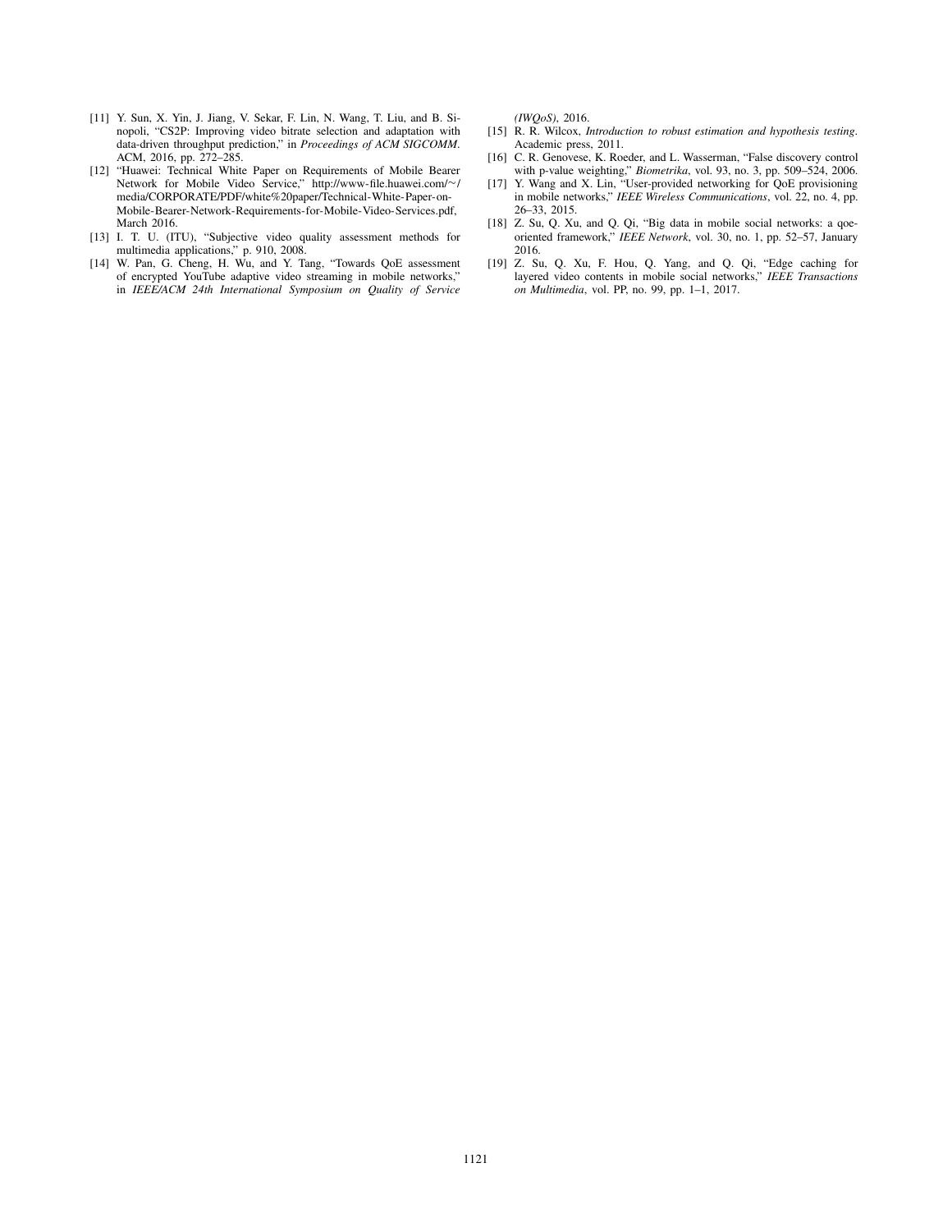[11] Y. Sun, X. Yin, J. Jiang, V. Sekar, F. Lin, N. Wang, T. Liu, and B. Sinopoli, "CS2P: Improving video bitrate selection and adaptation with data-driven throughput prediction," in *Proceedings of ACM SIGCOMM*. ACM, 2016, pp. 272–285.

[12] "Huawei: Technical White Paper on Requirements of Mobile Bearer Network for Mobile Video Service," http://www-file.huawei.com/~/media/CORPORATE/PDF/white%20paper/Technical-White-Paper-on-Mobile-Bearer-Network-Requirements-for-Mobile-Video-Services.pdf, March 2016.

[13] I. T. U. (ITU), "Subjective video quality assessment methods for multimedia applications," p. 910, 2008.

[14] W. Pan, G. Cheng, H. Wu, and Y. Tang, "Towards QoE assessment of encrypted YouTube adaptive video streaming in mobile networks," in *IEEE/ACM 24th International Symposium on Quality of Service (IWQoS)*, 2016.

[15] R. R. Wilcox, *Introduction to robust estimation and hypothesis testing*. Academic press, 2011.

[16] C. R. Genovese, K. Roeder, and L. Wasserman, "False discovery control with p-value weighting," *Biometrika*, vol. 93, no. 3, pp. 509–524, 2006.

[17] Y. Wang and X. Lin, "User-provided networking for QoE provisioning in mobile networks," *IEEE Wireless Communications*, vol. 22, no. 4, pp. 26–33, 2015.

[18] Z. Su, Q. Xu, and Q. Qi, "Big data in mobile social networks: a qoe-oriented framework," *IEEE Network*, vol. 30, no. 1, pp. 52–57, January 2016.

[19] Z. Su, Q. Xu, F. Hou, Q. Yang, and Q. Qi, "Edge caching for layered video contents in mobile social networks," *IEEE Transactions on Multimedia*, vol. PP, no. 99, pp. 1–1, 2017.